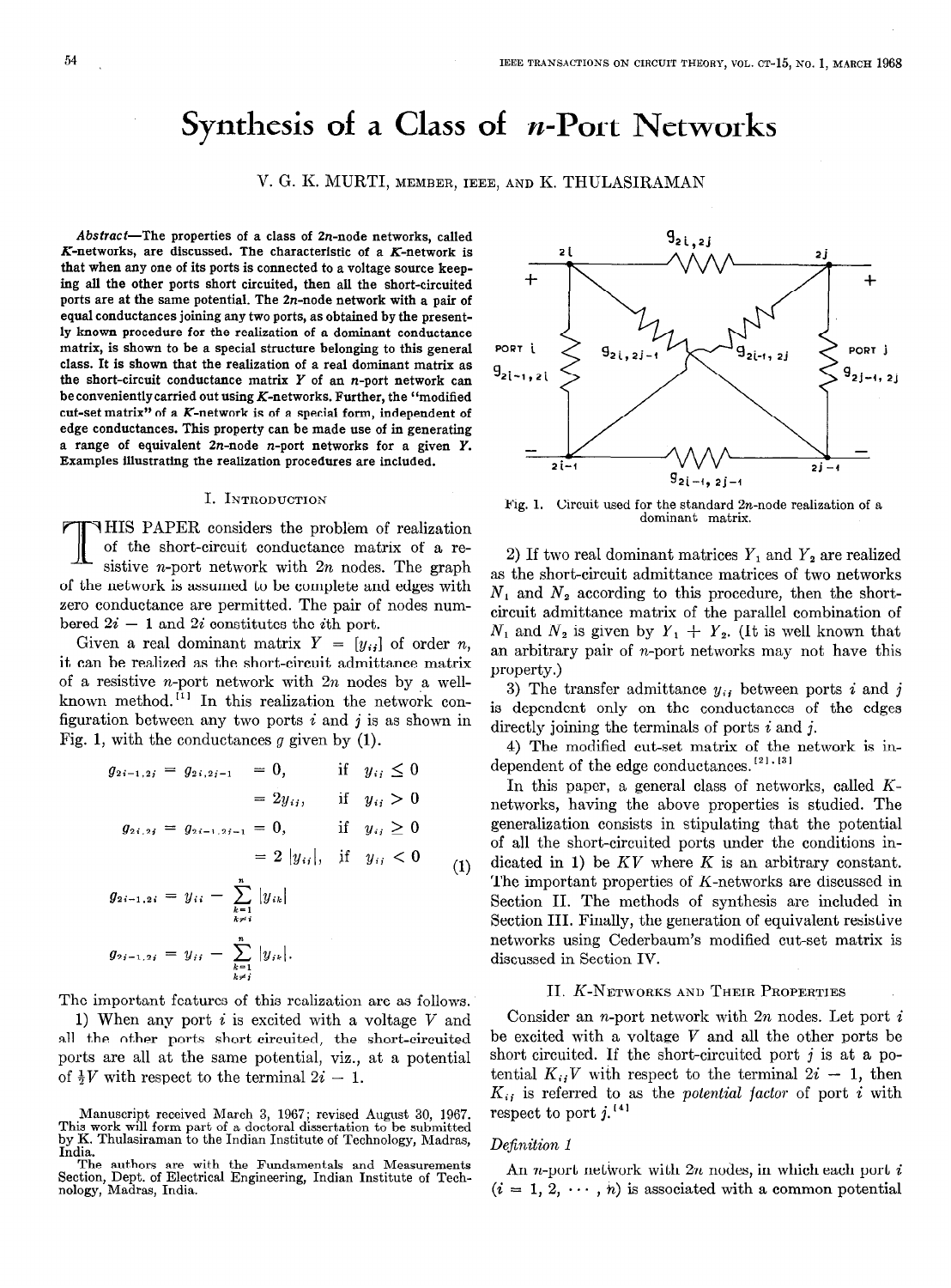# Synthesis of a Class of $n$-Port Networks

V. G. K. MURTI, MEMBER, IEEE, AND K. THULASIRAMAN

*Abstract*—The properties of a class of $2n$-node networks, called $K$-networks, are discussed. The characteristic of a $K$-network is that when any one of its ports is connected to a voltage source keeping all the other ports short circuited, then all the short-circuited ports are at the same potential. The $2n$-node network with a pair of equal conductances joining any two ports, as obtained by the presently known procedure for the realization of a dominant conductance matrix, is shown to be a special structure belonging to this general class. It is shown that the realization of a real dominant matrix as the short-circuit conductance matrix $Y$ of an $n$-port network can be conveniently carried out using $K$-networks. Further, the "modified cut-set matrix" of a $K$-network is of a special form, independent of edge conductances. This property can be made use of in generating a range of equivalent $2n$-node $n$-port networks for a given $Y$. Examples illustrating the realization procedures are included.

## I. Introduction

This paper considers the problem of realization of the short-circuit conductance matrix of a resistive $n$-port network with $2n$ nodes. The graph of the network is assumed to be complete and edges with zero conductance are permitted. The pair of nodes numbered $2i - 1$ and $2i$ constitutes the $i$th port.

Given a real dominant matrix $Y = [y_{ij}]$ of order $n$, it can be realized as the short-circuit admittance matrix of a resistive $n$-port network with $2n$ nodes by a well-known method.[1] In this realization the network configuration between any two ports $i$ and $j$ is as shown in Fig. 1, with the conductances $g$ given by (1).

$$
\begin{aligned}
g_{2i-1,2j} = g_{2i,2j-1} &= 0, && \text{if } y_{ij} \le 0 \\
&= 2y_{ij}, && \text{if } y_{ij} > 0 \\
g_{2i,2j} = g_{2i-1,2j-1} &= 0, && \text{if } y_{ij} \ge 0 \\
&= 2\,|y_{ij}|, && \text{if } y_{ij} < 0 \\
g_{2i-1,2i} &= y_{ii} - \sum_{\substack{k=1 \\ k \ne i}}^{n} |y_{ik}| \\
g_{2j-1,2j} &= y_{jj} - \sum_{\substack{k=1 \\ k \ne j}}^{n} |y_{jk}|.
\end{aligned} \tag{1}
$$

The important features of this realization are as follows.

1) When any port $i$ is excited with a voltage $V$ and all the other ports short circuited, the short-circuited ports are all at the same potential, viz., at a potential of $\frac{1}{2}V$ with respect to the terminal $2i - 1$.

2) If two real dominant matrices $Y_1$ and $Y_2$ are realized as the short-circuit admittance matrices of two networks $N_1$ and $N_2$ according to this procedure, then the short-circuit admittance matrix of the parallel combination of $N_1$ and $N_2$ is given by $Y_1 + Y_2$. (It is well known that an arbitrary pair of $n$-port networks may not have this property.)

3) The transfer admittance $y_{ij}$ between ports $i$ and $j$ is dependent only on the conductances of the edges directly joining the terminals of ports $i$ and $j$.

4) The modified cut-set matrix of the network is independent of the edge conductances.[2],[3]

In this paper, a general class of networks, called $K$-networks, having the above properties is studied. The generalization consists in stipulating that the potential of all the short-circuited ports under the conditions indicated in 1) be $KV$ where $K$ is an arbitrary constant. The important properties of $K$-networks are discussed in Section II. The methods of synthesis are included in Section III. Finally, the generation of equivalent resistive networks using Cederbaum's modified cut-set matrix is discussed in Section IV.

Fig. 1. Circuit used for the standard $2n$-node realization of a dominant matrix.

## II. $K$-Networks and Their Properties

Consider an $n$-port network with $2n$ nodes. Let port $i$ be excited with a voltage $V$ and all the other ports be short circuited. If the short-circuited port $j$ is at a potential $K_{ij}V$ with respect to the terminal $2i - 1$, then $K_{ij}$ is referred to as the *potential factor* of port $i$ with respect to port $j$.[4]

### *Definition 1*

An $n$-port network with $2n$ nodes, in which each port $i$ $(i = 1, 2, \cdots, n)$ is associated with a common potential

Manuscript received March 3, 1967; revised August 30, 1967. This work will form part of a doctoral dissertation to be submitted by K. Thulasiraman to the Indian Institute of Technology, Madras, India.

The authors are with the Fundamentals and Measurements Section, Dept. of Electrical Engineering, Indian Institute of Technology, Madras, India.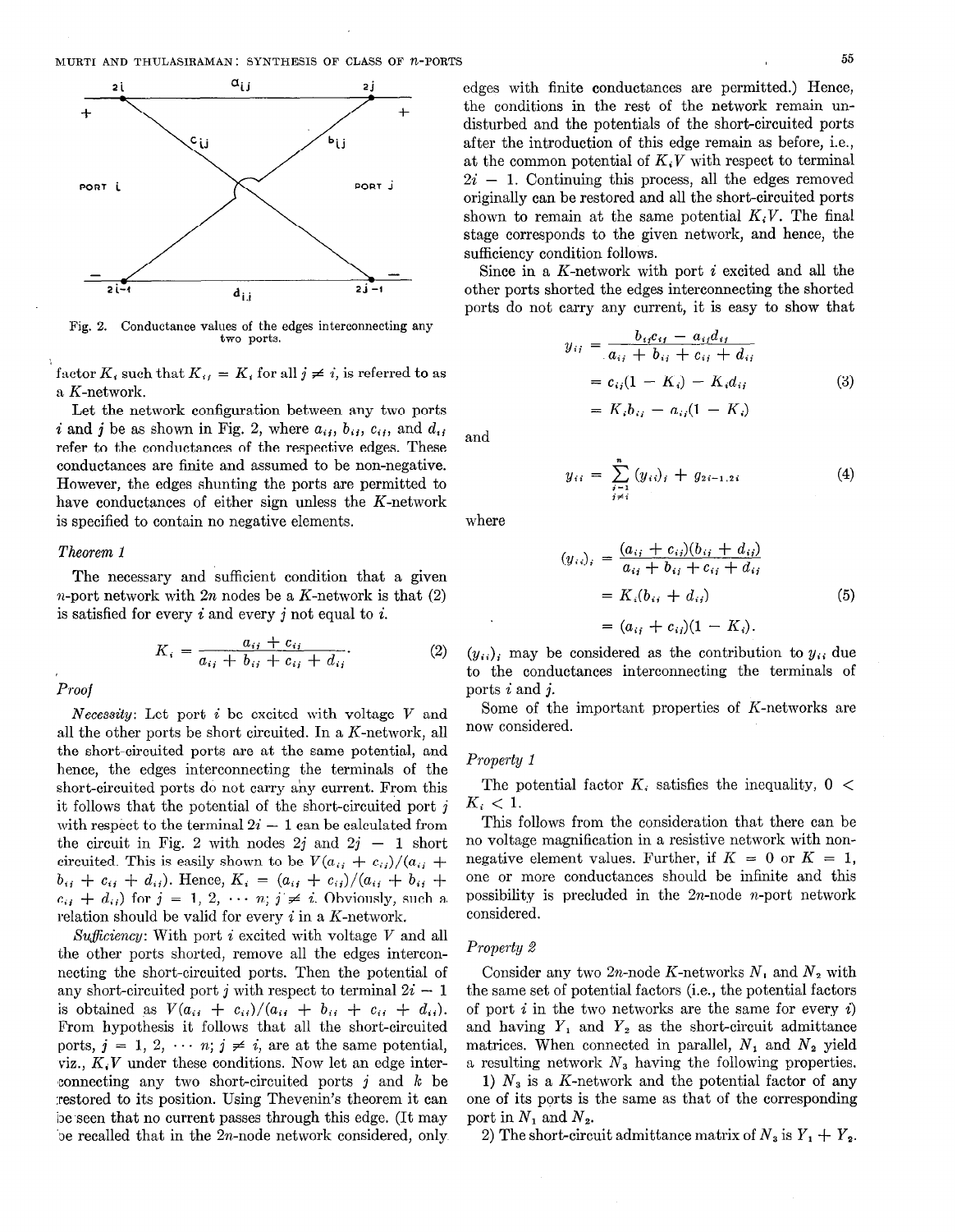Fig. 2. Conductance values of the edges interconnecting any two ports.

factor $K_i$ such that $K_{ij} = K_i$ for all $j \neq i$, is referred to as a $K$-network.

Let the network configuration between any two ports $i$ and $j$ be as shown in Fig. 2, where $a_{ij}$, $b_{ij}$, $c_{ij}$, and $d_{ij}$ refer to the conductances of the respective edges. These conductances are finite and assumed to be non-negative. However, the edges shunting the ports are permitted to have conductances of either sign unless the $K$-network is specified to contain no negative elements.

*Theorem 1*

The necessary and sufficient condition that a given $n$-port network with $2n$ nodes be a $K$-network is that (2) is satisfied for every $i$ and every $j$ not equal to $i$.

$$K_i = \frac{a_{ij} + c_{ij}}{a_{ij} + b_{ij} + c_{ij} + d_{ij}}. \tag{2}$$

*Proof*

*Necessity:* Let port $i$ be excited with voltage $V$ and all the other ports be short circuited. In a $K$-network, all the short-circuited ports are at the same potential, and hence, the edges interconnecting the terminals of the short-circuited ports do not carry any current. From this it follows that the potential of the short-circuited port $j$ with respect to the terminal $2i - 1$ can be calculated from the circuit in Fig. 2 with nodes $2j$ and $2j - 1$ short circuited. This is easily shown to be $V(a_{ij} + c_{ij})/(a_{ij} + b_{ij} + c_{ij} + d_{ij})$. Hence, $K_i = (a_{ij} + c_{ij})/(a_{ij} + b_{ij} + c_{ij} + d_{ij})$ for $j = 1, 2, \cdots n$; $j \neq i$. Obviously, such a relation should be valid for every $i$ in a $K$-network.

*Sufficiency:* With port $i$ excited with voltage $V$ and all the other ports shorted, remove all the edges interconnecting the short-circuited ports. Then the potential of any short-circuited port $j$ with respect to terminal $2i - 1$ is obtained as $V(a_{ij} + c_{ij})/(a_{ij} + b_{ij} + c_{ij} + d_{ij})$. From hypothesis it follows that all the short-circuited ports, $j = 1, 2, \cdots n$; $j \neq i$, are at the same potential, viz., $K_iV$ under these conditions. Now let an edge interconnecting any two short-circuited ports $j$ and $k$ be restored to its position. Using Thevenin's theorem it can be seen that no current passes through this edge. (It may be recalled that in the $2n$-node network considered, only edges with finite conductances are permitted.) Hence, the conditions in the rest of the network remain undisturbed and the potentials of the short-circuited ports after the introduction of this edge remain as before, i.e., at the common potential of $K_iV$ with respect to terminal $2i - 1$. Continuing this process, all the edges removed originally can be restored and all the short-circuited ports shown to remain at the same potential $K_iV$. The final stage corresponds to the given network, and hence, the sufficiency condition follows.

Since in a $K$-network with port $i$ excited and all the other ports shorted the edges interconnecting the shorted ports do not carry any current, it is easy to show that

$$\begin{aligned} y_{ij} &= \frac{b_{ij}c_{ij} - a_{ij}d_{ij}}{a_{ij} + b_{ij} + c_{ij} + d_{ij}} \\ &= c_{ij}(1 - K_i) - K_i d_{ij} \\ &= K_i b_{ij} - a_{ij}(1 - K_i) \end{aligned} \tag{3}$$

and

$$y_{ii} = \sum_{\substack{j=1 \\ j \neq i}}^{n} (y_{ii})_j + g_{2i-1,2i} \tag{4}$$

where

$$\begin{aligned} (y_{ii})_j &= \frac{(a_{ij} + c_{ij})(b_{ij} + d_{ij})}{a_{ij} + b_{ij} + c_{ij} + d_{ij}} \\ &= K_i(b_{ij} + d_{ij}) \\ &= (a_{ij} + c_{ij})(1 - K_i). \end{aligned} \tag{5}$$

$(y_{ii})_j$ may be considered as the contribution to $y_{ii}$ due to the conductances interconnecting the terminals of ports $i$ and $j$.

Some of the important properties of $K$-networks are now considered.

*Property 1*

The potential factor $K_i$ satisfies the inequality, $0 < K_i < 1$.

This follows from the consideration that there can be no voltage magnification in a resistive network with non-negative element values. Further, if $K = 0$ or $K = 1$, one or more conductances should be infinite and this possibility is precluded in the $2n$-node $n$-port network considered.

*Property 2*

Consider any two $2n$-node $K$-networks $N_1$ and $N_2$ with the same set of potential factors (i.e., the potential factors of port $i$ in the two networks are the same for every $i$) and having $Y_1$ and $Y_2$ as the short-circuit admittance matrices. When connected in parallel, $N_1$ and $N_2$ yield a resulting network $N_3$ having the following properties.

1) $N_3$ is a $K$-network and the potential factor of any one of its ports is the same as that of the corresponding port in $N_1$ and $N_2$.

2) The short-circuit admittance matrix of $N_3$ is $Y_1 + Y_2$.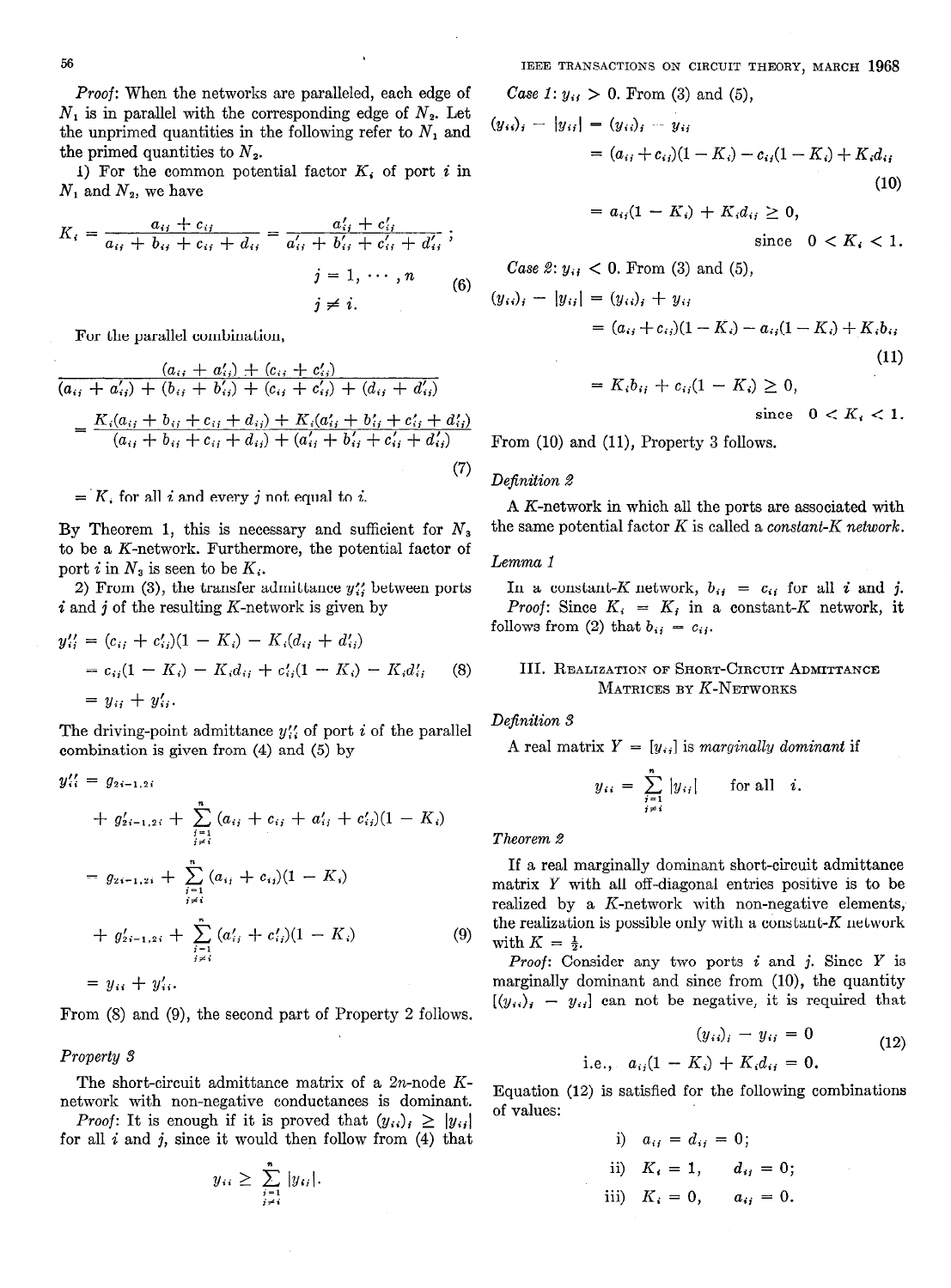*Proof*: When the networks are paralleled, each edge of $N_1$ is in parallel with the corresponding edge of $N_2$. Let the unprimed quantities in the following refer to $N_1$ and the primed quantities to $N_2$.

1) For the common potential factor $K_i$ of port $i$ in $N_1$ and $N_2$, we have

$$K_i = \frac{a_{ij} + c_{ij}}{a_{ij} + b_{ij} + c_{ij} + d_{ij}} = \frac{a'_{ij} + c'_{ij}}{a'_{ij} + b'_{ij} + c'_{ij} + d'_{ij}}; \quad j = 1, \cdots, n \quad j \neq i. \tag{6}$$

For the parallel combination,

$$\frac{(a_{ij} + a'_{ij}) + (c_{ij} + c'_{ij})}{(a_{ij} + a'_{ij}) + (b_{ij} + b'_{ij}) + (c_{ij} + c'_{ij}) + (d_{ij} + d'_{ij})}$$
$$= \frac{K_i(a_{ij} + b_{ij} + c_{ij} + d_{ij}) + K_i(a'_{ij} + b'_{ij} + c'_{ij} + d'_{ij})}{(a_{ij} + b_{ij} + c_{ij} + d_{ij}) + (a'_{ij} + b'_{ij} + c'_{ij} + d'_{ij})} \tag{7}$$

$= K_i$ for all $i$ and every $j$ not equal to $i$.

By Theorem 1, this is necessary and sufficient for $N_3$ to be a $K$-network. Furthermore, the potential factor of port $i$ in $N_3$ is seen to be $K_i$.

2) From (3), the transfer admittance $y''_{ij}$ between ports $i$ and $j$ of the resulting $K$-network is given by

$$\begin{aligned} y''_{ij} &= (c_{ij} + c'_{ij})(1 - K_i) - K_i(d_{ij} + d'_{ij}) \\ &= c_{ij}(1 - K_i) - K_i d_{ij} + c'_{ij}(1 - K_i) - K_i d'_{ij} \\ &= y_{ij} + y'_{ij}. \end{aligned} \tag{8}$$

The driving-point admittance $y''_{ii}$ of port $i$ of the parallel combination is given from (4) and (5) by

$$\begin{aligned} y''_{ii} &= g_{2i-1,2i} + g'_{2i-1,2i} + \sum_{\substack{j=1 \\ j\neq i}}^{n} (a_{ij} + c_{ij} + a'_{ij} + c'_{ij})(1 - K_i) \\ &= g_{2i-1,2i} + \sum_{\substack{j=1 \\ j\neq i}}^{n} (a_{ij} + c_{ij})(1 - K_i) + g'_{2i-1,2i} + \sum_{\substack{j=1 \\ j\neq i}}^{n} (a'_{ij} + c'_{ij})(1 - K_i) \\ &= y_{ii} + y'_{ii}. \end{aligned} \tag{9}$$

From (8) and (9), the second part of Property 2 follows.

*Property 3*

The short-circuit admittance matrix of a $2n$-node $K$-network with non-negative conductances is dominant.

*Proof*: It is enough if it is proved that $(y_{ii})_j \geq |y_{ij}|$ for all $i$ and $j$, since it would then follow from (4) that

$$y_{ii} \geq \sum_{\substack{j=1 \\ j\neq i}}^{n} |y_{ij}|.$$

*Case 1*: $y_{ij} > 0$. From (3) and (5),

$$\begin{aligned} (y_{ii})_j - |y_{ij}| &= (y_{ii})_j - y_{ij} \\ &= (a_{ij} + c_{ij})(1 - K_i) - c_{ij}(1 - K_i) + K_i d_{ij} \\ &= a_{ij}(1 - K_i) + K_i d_{ij} \geq 0, \quad \text{since } 0 < K_i < 1. \end{aligned} \tag{10}$$

*Case 2*: $y_{ij} < 0$. From (3) and (5),

$$\begin{aligned} (y_{ii})_j - |y_{ij}| &= (y_{ii})_j + y_{ij} \\ &= (a_{ij} + c_{ij})(1 - K_i) - a_{ij}(1 - K_i) + K_i b_{ij} \\ &= K_i b_{ij} + c_{ij}(1 - K_i) \geq 0, \quad \text{since } 0 < K_i < 1. \end{aligned} \tag{11}$$

From (10) and (11), Property 3 follows.

*Definition 2*

A $K$-network in which all the ports are associated with the same potential factor $K$ is called a *constant-K network*.

*Lemma 1*

In a constant-$K$ network, $b_{ij} = c_{ij}$ for all $i$ and $j$.

*Proof*: Since $K_i = K_j$ in a constant-$K$ network, it follows from (2) that $b_{ij} = c_{ij}$.

## III. Realization of Short-Circuit Admittance Matrices by $K$-Networks

*Definition 3*

A real matrix $Y = [y_{ij}]$ is *marginally dominant* if

$$y_{ii} = \sum_{\substack{j=1 \\ j\neq i}}^{n} |y_{ij}| \quad \text{for all } i.$$

*Theorem 2*

If a real marginally dominant short-circuit admittance matrix $Y$ with all off-diagonal entries positive is to be realized by a $K$-network with non-negative elements, the realization is possible only with a constant-$K$ network with $K = \frac{1}{2}$.

*Proof*: Consider any two ports $i$ and $j$. Since $Y$ is marginally dominant and since from (10), the quantity $[(y_{ii})_j - y_{ij}]$ can not be negative, it is required that

$$\begin{aligned} (y_{ii})_j - y_{ij} &= 0 \\ \text{i.e., } a_{ij}(1 - K_i) + K_i d_{ij} &= 0. \end{aligned} \tag{12}$$

Equation (12) is satisfied for the following combinations of values:

i) $a_{ij} = d_{ij} = 0$;

ii) $K_i = 1, \quad d_{ij} = 0$;

iii) $K_i = 0, \quad a_{ij} = 0$.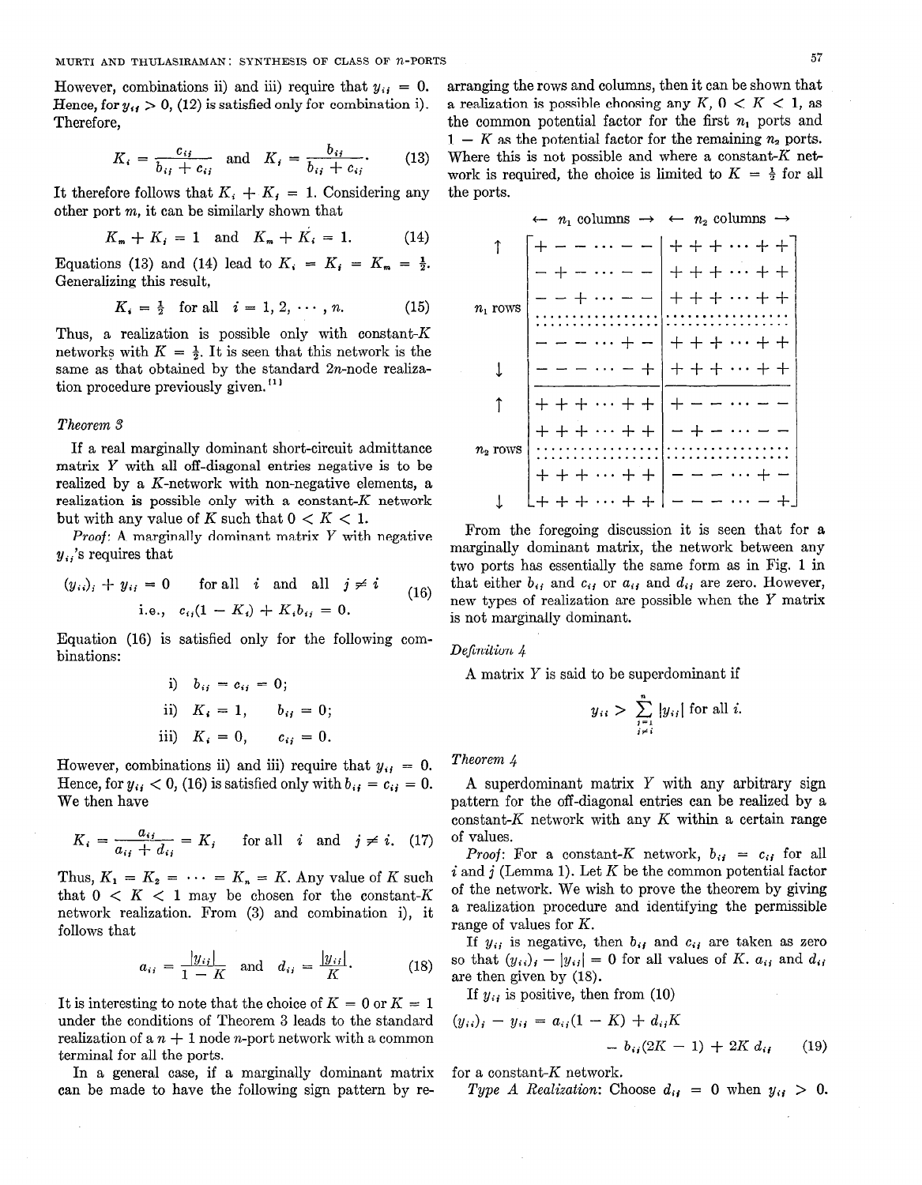However, combinations ii) and iii) require that $y_{ij} = 0$. Hence, for $y_{ij} > 0$, (12) is satisfied only for combination i). Therefore,

$$K_i = \frac{c_{ij}}{b_{ij} + c_{ij}} \quad \text{and} \quad K_j = \frac{b_{ij}}{b_{ij} + c_{ij}}. \tag{13}$$

It therefore follows that $K_i + K_j = 1$. Considering any other port $m$, it can be similarly shown that

$$K_m + K_j = 1 \quad \text{and} \quad K_m + K_i = 1. \tag{14}$$

Equations (13) and (14) lead to $K_i = K_j = K_m = \frac{1}{2}$. Generalizing this result,

$$K_i = \tfrac{1}{2} \quad \text{for all} \quad i = 1, 2, \cdots, n. \tag{15}$$

Thus, a realization is possible only with constant-$K$ networks with $K = \frac{1}{2}$. It is seen that this network is the same as that obtained by the standard $2n$-node realization procedure previously given.[1]

*Theorem 3*

If a real marginally dominant short-circuit admittance matrix $Y$ with all off-diagonal entries negative is to be realized by a $K$-network with non-negative elements, a realization is possible only with a constant-$K$ network but with any value of $K$ such that $0 < K < 1$.

*Proof:* A marginally dominant matrix $Y$ with negative $y_{ij}$'s requires that

$$(y_{ii})_j + y_{ij} = 0 \quad \text{for all} \quad i \quad \text{and all} \quad j \neq i$$
$$\text{i.e.,} \quad c_{ij}(1 - K_i) + K_i b_{ij} = 0. \tag{16}$$

Equation (16) is satisfied only for the following combinations:

i) $b_{ij} = c_{ij} = 0$;

ii) $K_i = 1, \quad b_{ij} = 0$;

iii) $K_i = 0, \quad c_{ij} = 0$.

However, combinations ii) and iii) require that $y_{ij} = 0$. Hence, for $y_{ij} < 0$, (16) is satisfied only with $b_{ij} = c_{ij} = 0$. We then have

$$K_i = \frac{a_{ij}}{a_{ij} + d_{ij}} = K_j \quad \text{for all} \quad i \quad \text{and} \quad j \neq i. \tag{17}$$

Thus, $K_1 = K_2 = \cdots = K_n = K$. Any value of $K$ such that $0 < K < 1$ may be chosen for the constant-$K$ network realization. From (3) and combination i), it follows that

$$a_{ij} = \frac{|y_{ij}|}{1 - K} \quad \text{and} \quad d_{ij} = \frac{|y_{ij}|}{K}. \tag{18}$$

It is interesting to note that the choice of $K = 0$ or $K = 1$ under the conditions of Theorem 3 leads to the standard realization of a $n + 1$ node $n$-port network with a common terminal for all the ports.

In a general case, if a marginally dominant matrix can be made to have the following sign pattern by rearranging the rows and columns, then it can be shown that a realization is possible choosing any $K$, $0 < K < 1$, as the common potential factor for the first $n_1$ ports and $1 - K$ as the potential factor for the remaining $n_2$ ports. Where this is not possible and where a constant-$K$ network is required, the choice is limited to $K = \frac{1}{2}$ for all the ports.

$$
\begin{array}{c}
\quad\quad \leftarrow n_1 \text{ columns} \rightarrow \quad \leftarrow n_2 \text{ columns} \rightarrow \\
\begin{array}{c} \uparrow \\ \\ n_1 \text{ rows} \\ \\ \downarrow \\ \uparrow \\ n_2 \text{ rows} \\ \\ \downarrow \end{array}
\left[\begin{array}{cccccc|cccccc}
+ & - & - & \cdots & - & - & + & + & + & \cdots & + & + \\
- & + & - & \cdots & - & - & + & + & + & \cdots & + & + \\
- & - & + & \cdots & - & - & + & + & + & \cdots & + & + \\
\vdots & & & & & \vdots & \vdots & & & & & \vdots \\
- & - & - & \cdots & + & - & + & + & + & \cdots & + & + \\
- & - & - & \cdots & - & + & + & + & + & \cdots & + & + \\
\hline
+ & + & + & \cdots & + & + & + & - & - & \cdots & - & - \\
+ & + & + & \cdots & + & + & - & + & - & \cdots & - & - \\
\vdots & & & & & \vdots & \vdots & & & & & \vdots \\
+ & + & + & \cdots & + & + & - & - & - & \cdots & + & - \\
+ & + & + & \cdots & + & + & - & - & - & \cdots & - & +
\end{array}\right]
\end{array}
$$

From the foregoing discussion it is seen that for a marginally dominant matrix, the network between any two ports has essentially the same form as in Fig. 1 in that either $b_{ij}$ and $c_{ij}$ or $a_{ij}$ and $d_{ij}$ are zero. However, new types of realization are possible when the $Y$ matrix is not marginally dominant.

*Definition 4*

A matrix $Y$ is said to be superdominant if

$$y_{ii} > \sum_{\substack{j=1 \\ j \neq i}}^{n} |y_{ij}| \text{ for all } i.$$

*Theorem 4*

A superdominant matrix $Y$ with any arbitrary sign pattern for the off-diagonal entries can be realized by a constant-$K$ network with any $K$ within a certain range of values.

*Proof:* For a constant-$K$ network, $b_{ij} = c_{ij}$ for all $i$ and $j$ (Lemma 1). Let $K$ be the common potential factor of the network. We wish to prove the theorem by giving a realization procedure and identifying the permissible range of values for $K$.

If $y_{ij}$ is negative, then $b_{ij}$ and $c_{ij}$ are taken as zero so that $(y_{ii})_j - |y_{ij}| = 0$ for all values of $K$. $a_{ij}$ and $d_{ij}$ are then given by (18).

If $y_{ij}$ is positive, then from (10)

$$(y_{ii})_j - y_{ij} = a_{ij}(1 - K) + d_{ij}K - b_{ij}(2K - 1) + 2K\, d_{ij} \tag{19}$$

for a constant-$K$ network.

*Type A Realization:* Choose $d_{ij} = 0$ when $y_{ij} > 0$.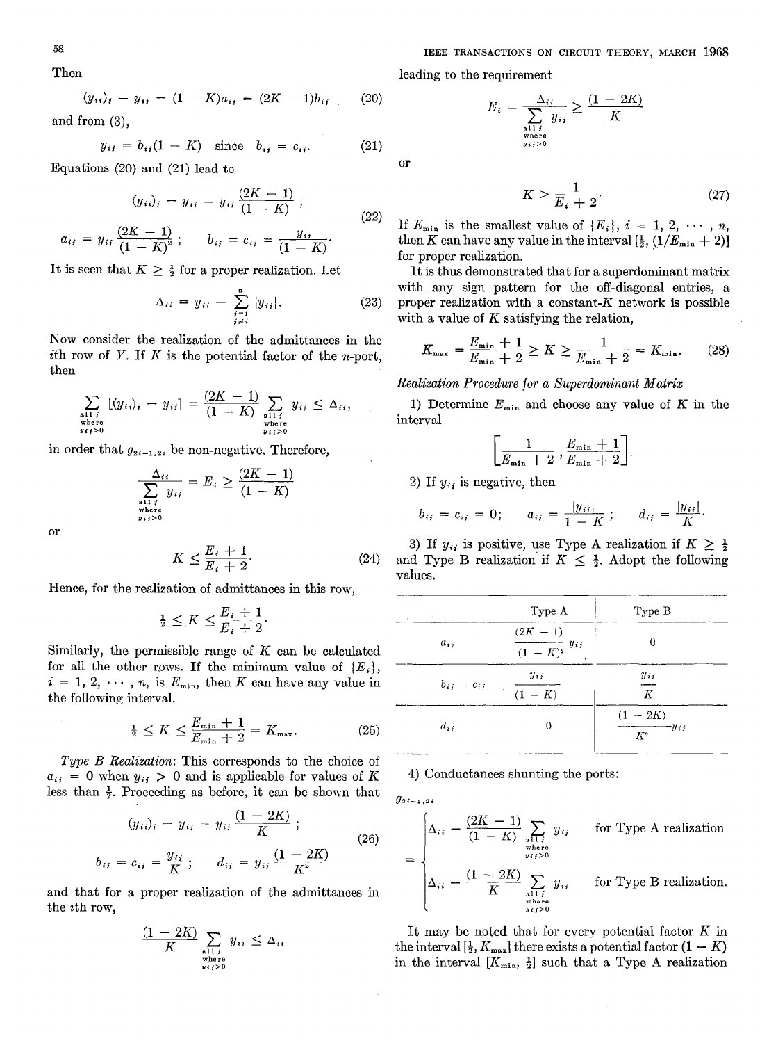Then

$$(y_{ii})_j - y_{ij} - (1 - K)a_{ij} = (2K - 1)b_{ij} \tag{20}$$

and from (3),

$$y_{ij} = b_{ij}(1 - K) \quad \text{since } b_{ij} = c_{ij}. \tag{21}$$

Equations (20) and (21) lead to

$$(y_{ii})_j - y_{ij} = y_{ij}\frac{(2K-1)}{(1-K)};$$
$$a_{ij} = y_{ij}\frac{(2K-1)}{(1-K)^2}; \qquad b_{ij} = c_{ij} = \frac{y_{ij}}{(1-K)}. \tag{22}$$

It is seen that $K \geq \frac{1}{2}$ for a proper realization. Let

$$\Delta_{ii} = y_{ii} - \sum_{\substack{j=1 \\ j \neq i}}^{n} |y_{ij}|. \tag{23}$$

Now consider the realization of the admittances in the $i$th row of $Y$. If $K$ is the potential factor of the $n$-port, then

$$\sum_{\substack{\text{all } j \\ \text{where} \\ y_{ij}>0}} [(y_{ii})_j - y_{ij}] = \frac{(2K-1)}{(1-K)} \sum_{\substack{\text{all } j \\ \text{where} \\ y_{ij}>0}} y_{ij} \leq \Delta_{ii},$$

in order that $g_{2i-1,2i}$ be non-negative. Therefore,

$$\frac{\Delta_{ii}}{\sum_{\substack{\text{all } j \\ \text{where} \\ y_{ij}>0}} y_{ij}} = E_i \geq \frac{(2K-1)}{(1-K)}$$

or

$$K \leq \frac{E_i + 1}{E_i + 2}. \tag{24}$$

Hence, for the realization of admittances in this row,

$$\tfrac{1}{2} \leq K \leq \frac{E_i + 1}{E_i + 2}.$$

Similarly, the permissible range of $K$ can be calculated for all the other rows. If the minimum value of $\{E_i\}$, $i = 1, 2, \cdots, n$, is $E_{\min}$, then $K$ can have any value in the following interval.

$$\tfrac{1}{2} \leq K \leq \frac{E_{\min} + 1}{E_{\min} + 2} = K_{\max}. \tag{25}$$

*Type B Realization:* This corresponds to the choice of $a_{ij} = 0$ when $y_{ij} > 0$ and is applicable for values of $K$ less than $\frac{1}{2}$. Proceeding as before, it can be shown that

$$(y_{ii})_j - y_{ij} = y_{ij}\frac{(1-2K)}{K};$$
$$b_{ij} = c_{ij} = \frac{y_{ij}}{K}; \qquad d_{ij} = y_{ij}\frac{(1-2K)}{K^2} \tag{26}$$

and that for a proper realization of the admittances in the $i$th row,

$$\frac{(1-2K)}{K} \sum_{\substack{\text{all } j \\ \text{where} \\ y_{ij}>0}} y_{ij} \leq \Delta_{ii}$$

leading to the requirement

$$E_i = \frac{\Delta_{ii}}{\sum_{\substack{\text{all } j \\ \text{where} \\ y_{ij}>0}} y_{ij}} \geq \frac{(1-2K)}{K}$$

or

$$K \geq \frac{1}{E_i + 2}. \tag{27}$$

If $E_{\min}$ is the smallest value of $\{E_i\}$, $i = 1, 2, \cdots, n$, then $K$ can have any value in the interval $[\frac{1}{2}, (1/E_{\min} + 2)]$ for proper realization.

It is thus demonstrated that for a superdominant matrix with any sign pattern for the off-diagonal entries, a proper realization with a constant-$K$ network is possible with a value of $K$ satisfying the relation,

$$K_{\max} = \frac{E_{\min} + 1}{E_{\min} + 2} \geq K \geq \frac{1}{E_{\min} + 2} = K_{\min}. \tag{28}$$

*Realization Procedure for a Superdominant Matrix*

1) Determine $E_{\min}$ and choose any value of $K$ in the interval

$$\left[\frac{1}{E_{\min} + 2}, \frac{E_{\min} + 1}{E_{\min} + 2}\right].$$

2) If $y_{ij}$ is negative, then

$$b_{ij} = c_{ij} = 0; \qquad a_{ij} = \frac{|y_{ij}|}{1-K}; \qquad d_{ij} = \frac{|y_{ij}|}{K}.$$

3) If $y_{ij}$ is positive, use Type A realization if $K \geq \frac{1}{2}$ and Type B realization if $K \leq \frac{1}{2}$. Adopt the following values.

| | Type A | Type B |
|---|---|---|
| $a_{ij}$ | $\frac{(2K-1)}{(1-K)^2} y_{ij}$ | $0$ |
| $b_{ij} = c_{ij}$ | $\frac{y_{ij}}{(1-K)}$ | $\frac{y_{ij}}{K}$ |
| $d_{ij}$ | $0$ | $\frac{(1-2K)}{K^2} y_{ij}$ |

4) Conductances shunting the ports:

$$g_{2i-1,2i} = \begin{cases} \Delta_{ii} - \dfrac{(2K-1)}{(1-K)} \displaystyle\sum_{\substack{\text{all } j \\ \text{where} \\ y_{ij}>0}} y_{ij} & \text{for Type A realization} \\ \Delta_{ii} - \dfrac{(1-2K)}{K} \displaystyle\sum_{\substack{\text{all } j \\ \text{where} \\ y_{ij}>0}} y_{ij} & \text{for Type B realization.} \end{cases}$$

It may be noted that for every potential factor $K$ in the interval $[\frac{1}{2}, K_{\max}]$ there exists a potential factor $(1 - K)$ in the interval $[K_{\min}, \frac{1}{2}]$ such that a Type A realization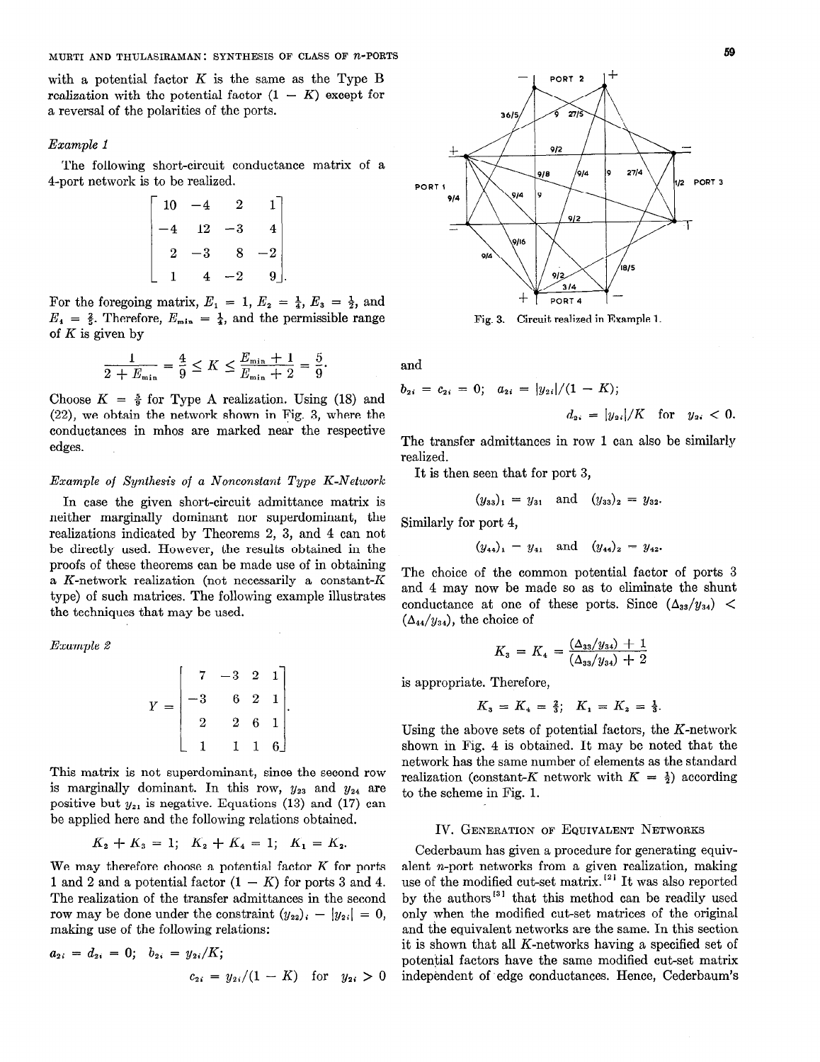with a potential factor $K$ is the same as the Type B realization with the potential factor $(1 - K)$ except for a reversal of the polarities of the ports.

*Example 1*

The following short-circuit conductance matrix of a 4-port network is to be realized.

$$\begin{bmatrix} 10 & -4 & 2 & 1 \\ -4 & 12 & -3 & 4 \\ 2 & -3 & 8 & -2 \\ 1 & 4 & -2 & 9 \end{bmatrix}.$$

For the foregoing matrix, $E_1 = 1$, $E_2 = \frac{1}{4}$, $E_3 = \frac{1}{2}$, and $E_4 = \frac{2}{5}$. Therefore, $E_{\min} = \frac{1}{4}$, and the permissible range of $K$ is given by

$$\frac{1}{2 + E_{\min}} = \frac{4}{9} \leq K \leq \frac{E_{\min} + 1}{E_{\min} + 2} = \frac{5}{9}.$$

Choose $K = \frac{5}{9}$ for Type A realization. Using (18) and (22), we obtain the network shown in Fig. 3, where the conductances in mhos are marked near the respective edges.

Fig. 3. Circuit realized in Example 1.

*Example of Synthesis of a Nonconstant Type K-Network*

In case the given short-circuit admittance matrix is neither marginally dominant nor superdominant, the realizations indicated by Theorems 2, 3, and 4 can not be directly used. However, the results obtained in the proofs of these theorems can be made use of in obtaining a $K$-network realization (not necessarily a constant-$K$ type) of such matrices. The following example illustrates the techniques that may be used.

*Example 2*

$$Y = \begin{bmatrix} 7 & -3 & 2 & 1 \\ -3 & 6 & 2 & 1 \\ 2 & 2 & 6 & 1 \\ 1 & 1 & 1 & 6 \end{bmatrix}.$$

This matrix is not superdominant, since the second row is marginally dominant. In this row, $y_{23}$ and $y_{24}$ are positive but $y_{21}$ is negative. Equations (13) and (17) can be applied here and the following relations obtained.

$$K_2 + K_3 = 1; \quad K_2 + K_4 = 1; \quad K_1 = K_2.$$

We may therefore choose a potential factor $K$ for ports 1 and 2 and a potential factor $(1 - K)$ for ports 3 and 4. The realization of the transfer admittances in the second row may be done under the constraint $(y_{22})_i - |y_{2i}| = 0$, making use of the following relations:

$$a_{2i} = d_{2i} = 0; \quad b_{2i} = y_{2i}/K;$$

$$c_{2i} = y_{2i}/(1 - K) \quad \text{for} \quad y_{2i} > 0$$

and

$$b_{2i} = c_{2i} = 0; \quad a_{2i} = |y_{2i}|/(1 - K);$$

$$d_{2i} = |y_{2i}|/K \quad \text{for} \quad y_{2i} < 0.$$

The transfer admittances in row 1 can also be similarly realized.

It is then seen that for port 3,

$$(y_{33})_1 = y_{31} \quad \text{and} \quad (y_{33})_2 = y_{32}.$$

Similarly for port 4,

$$(y_{44})_1 = y_{41} \quad \text{and} \quad (y_{44})_2 = y_{42}.$$

The choice of the common potential factor of ports 3 and 4 may now be made so as to eliminate the shunt conductance at one of these ports. Since $(\Delta_{33}/y_{34}) < (\Delta_{44}/y_{34})$, the choice of

$$K_3 = K_4 = \frac{(\Delta_{33}/y_{34}) + 1}{(\Delta_{33}/y_{34}) + 2}$$

is appropriate. Therefore,

$$K_3 = K_4 = \tfrac{2}{3}; \quad K_1 = K_2 = \tfrac{1}{3}.$$

Using the above sets of potential factors, the $K$-network shown in Fig. 4 is obtained. It may be noted that the network has the same number of elements as the standard realization (constant-$K$ network with $K = \frac{1}{2}$) according to the scheme in Fig. 1.

## IV. Generation of Equivalent Networks

Cederbaum has given a procedure for generating equivalent $n$-port networks from a given realization, making use of the modified cut-set matrix.[2] It was also reported by the authors[3] that this method can be readily used only when the modified cut-set matrices of the original and the equivalent networks are the same. In this section it is shown that all $K$-networks having a specified set of potential factors have the same modified cut-set matrix independent of edge conductances. Hence, Cederbaum's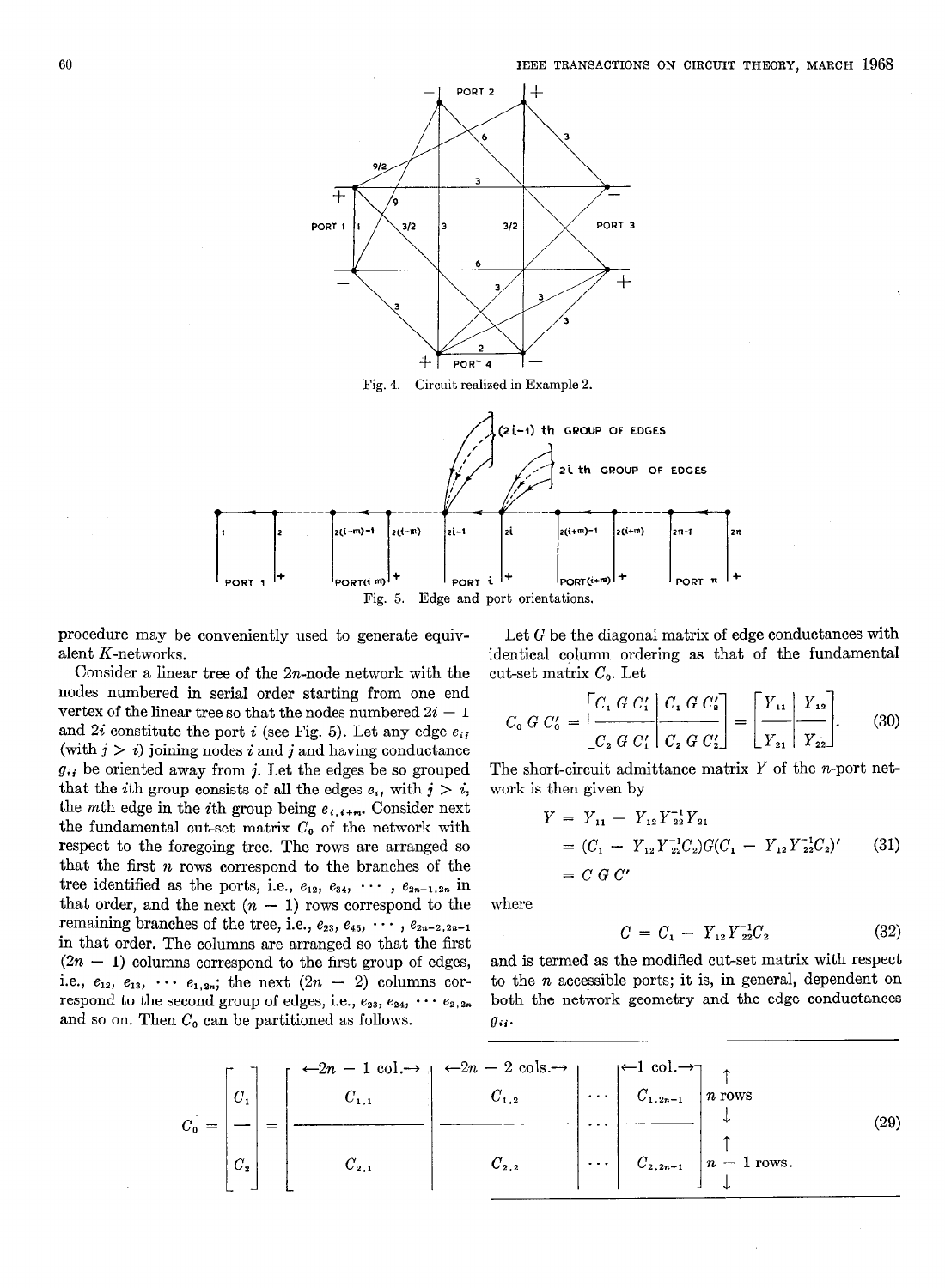Fig. 4. Circuit realized in Example 2.

Fig. 5. Edge and port orientations.

procedure may be conveniently used to generate equivalent $K$-networks.

Consider a linear tree of the $2n$-node network with the nodes numbered in serial order starting from one end vertex of the linear tree so that the nodes numbered $2i - 1$ and $2i$ constitute the port $i$ (see Fig. 5). Let any edge $e_{ij}$ (with $j > i$) joining nodes $i$ and $j$ and having conductance $g_{ij}$ be oriented away from $j$. Let the edges be so grouped that the $i$th group consists of all the edges $e_{ij}$ with $j > i$, the $m$th edge in the $i$th group being $e_{i,i+m}$. Consider next the fundamental cut-set matrix $C_0$ of the network with respect to the foregoing tree. The rows are arranged so that the first $n$ rows correspond to the branches of the tree identified as the ports, i.e., $e_{12}, e_{34}, \cdots, e_{2n-1,2n}$ in that order, and the next $(n - 1)$ rows correspond to the remaining branches of the tree, i.e., $e_{23}, e_{45}, \cdots, e_{2n-2,2n-1}$ in that order. The columns are arranged so that the first $(2n - 1)$ columns correspond to the first group of edges, i.e., $e_{12}, e_{13}, \cdots e_{1,2n}$; the next $(2n - 2)$ columns correspond to the second group of edges, i.e., $e_{23}, e_{24}, \cdots e_{2,2n}$ and so on. Then $C_0$ can be partitioned as follows.

Let $G$ be the diagonal matrix of edge conductances with identical column ordering as that of the fundamental cut-set matrix $C_0$. Let

$$C_0 G C_0' = \left[\begin{array}{c|c} C_1 G C_1' & C_1 G C_2' \\ \hline C_2 G C_1' & C_2 G C_2' \end{array}\right] = \left[\begin{array}{c|c} Y_{11} & Y_{12} \\ \hline Y_{21} & Y_{22} \end{array}\right]. \tag{30}$$

The short-circuit admittance matrix $Y$ of the $n$-port network is then given by

$$\begin{aligned} Y &= Y_{11} - Y_{12} Y_{22}^{-1} Y_{21} \\ &= (C_1 - Y_{12} Y_{22}^{-1} C_2) G (C_1 - Y_{12} Y_{22}^{-1} C_2)' \\ &= C G C' \end{aligned} \tag{31}$$

where

$$C = C_1 - Y_{12} Y_{22}^{-1} C_2 \tag{32}$$

and is termed as the modified cut-set matrix with respect to the $n$ accessible ports; it is, in general, dependent on both the network geometry and the edge conductances $g_{ij}$.

$$C_0 = \left[\begin{array}{c} C_1 \\ \hline C_2 \end{array}\right] = \left[\begin{array}{c|c|c|c} \overset{\leftarrow 2n-1 \text{ col.} \rightarrow}{C_{1,1}} & \overset{\leftarrow 2n-2 \text{ cols.} \rightarrow}{C_{1,2}} & \cdots & \overset{\leftarrow 1 \text{ col.} \rightarrow}{C_{1,2n-1}} \\ \hline C_{2,1} & C_{2,2} & \cdots & C_{2,2n-1} \end{array}\right] \begin{array}{l} n \text{ rows} \\ \\ n-1 \text{ rows.} \end{array} \tag{29}$$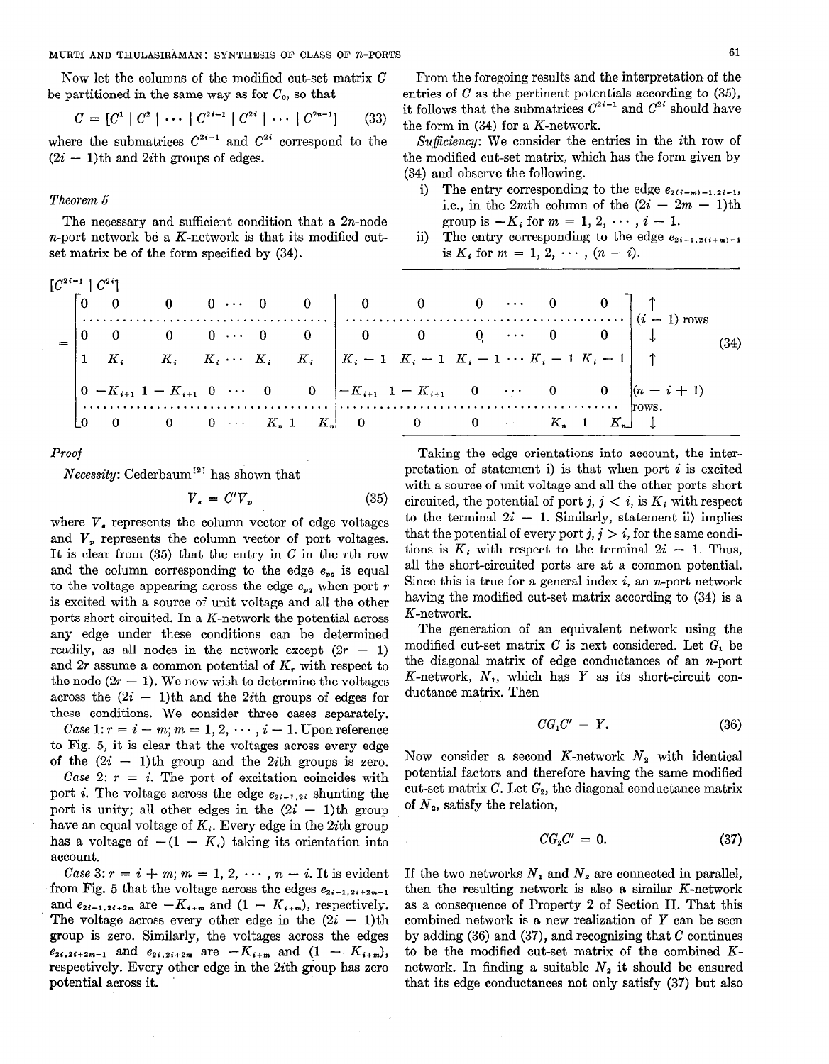Now let the columns of the modified cut-set matrix $C$ be partitioned in the same way as for $C_0$, so that

$$C = [C^1 \mid C^2 \mid \cdots \mid C^{2i-1} \mid C^{2i} \mid \cdots \mid C^{2n-1}] \tag{33}$$

where the submatrices $C^{2i-1}$ and $C^{2i}$ correspond to the $(2i-1)$th and $2i$th groups of edges.

*Theorem 5*

The necessary and sufficient condition that a $2n$-node $n$-port network be a $K$-network is that its modified cut-set matrix be of the form specified by (34).

From the foregoing results and the interpretation of the entries of $C$ as the pertinent potentials according to (35), it follows that the submatrices $C^{2i-1}$ and $C^{2i}$ should have the form in (34) for a $K$-network.

*Sufficiency*: We consider the entries in the $i$th row of the modified cut-set matrix, which has the form given by (34) and observe the following.

i) The entry corresponding to the edge $e_{2(i-m)-1,2i-1}$, i.e., in the $2m$th column of the $(2i-2m-1)$th group is $-K_i$ for $m = 1, 2, \cdots, i-1$.

ii) The entry corresponding to the edge $e_{2i-1,2(i+m)-1}$ is $K_i$ for $m = 1, 2, \cdots, (n-i)$.

$$[C^{2i-1} \mid C^{2i}] = \left[\begin{array}{cccccc|cccccc} 0 & 0 & 0 & 0 \cdots & 0 & 0 & 0 & 0 & 0 & \cdots & 0 & 0 \\ \cdots & & & & & & \cdots & & & & & \\ 0 & 0 & 0 & 0 \cdots & 0 & 0 & 0 & 0 & 0 & \cdots & 0 & 0 \\ 1 & K_i & K_i & K_i \cdots & K_i & K_i & K_i-1 & K_i-1 & K_i-1 & \cdots & K_i-1 & K_i-1 \\ 0 & -K_{i+1} & 1-K_{i+1} & 0 \cdots & 0 & 0 & -K_{i+1} & 1-K_{i+1} & 0 & \cdots & 0 & 0 \\ \cdots & & & & & & \cdots & & & & & \\ 0 & 0 & 0 & 0 \cdots & -K_n & 1-K_n & 0 & 0 & 0 & \cdots & -K_n & 1-K_n \end{array}\right] \begin{array}{l} \uparrow \\ (i-1) \text{ rows} \\ \downarrow \\ \uparrow \\ (n-i+1) \\ \text{rows.} \\ \downarrow \end{array} \tag{34}$$

*Proof*

*Necessity*: Cederbaum[2] has shown that

$$V_e = C'V_p \tag{35}$$

where $V_e$ represents the column vector of edge voltages and $V_p$ represents the column vector of port voltages. It is clear from (35) that the entry in $C$ in the $r$th row and the column corresponding to the edge $e_{pq}$ is equal to the voltage appearing across the edge $e_{pq}$ when port $r$ is excited with a source of unit voltage and all the other ports short circuited. In a $K$-network the potential across any edge under these conditions can be determined readily, as all nodes in the network except $(2r-1)$ and $2r$ assume a common potential of $K_r$ with respect to the node $(2r-1)$. We now wish to determine the voltages across the $(2i-1)$th and the $2i$th groups of edges for these conditions. We consider three cases separately.

*Case 1*: $r = i - m$; $m = 1, 2, \cdots, i-1$. Upon reference to Fig. 5, it is clear that the voltages across every edge of the $(2i-1)$th group and the $2i$th groups is zero.

*Case 2*: $r = i$. The port of excitation coincides with port $i$. The voltage across the edge $e_{2i-1,2i}$ shunting the port is unity; all other edges in the $(2i-1)$th group have an equal voltage of $K_i$. Every edge in the $2i$th group has a voltage of $-(1-K_i)$ taking its orientation into account.

*Case 3*: $r = i + m$; $m = 1, 2, \cdots, n-i$. It is evident from Fig. 5 that the voltage across the edges $e_{2i-1,2i+2m-1}$ and $e_{2i-1,2i+2m}$ are $-K_{i+m}$ and $(1-K_{i+m})$, respectively. The voltage across every other edge in the $(2i-1)$th group is zero. Similarly, the voltages across the edges $e_{2i,2i+2m-1}$ and $e_{2i,2i+2m}$ are $-K_{i+m}$ and $(1-K_{i+m})$, respectively. Every other edge in the $2i$th group has zero potential across it.

Taking the edge orientations into account, the interpretation of statement i) is that when port $i$ is excited with a source of unit voltage and all the other ports short circuited, the potential of port $j$, $j < i$, is $K_i$ with respect to the terminal $2i-1$. Similarly, statement ii) implies that the potential of every port $j$, $j > i$, for the same conditions is $K_i$ with respect to the terminal $2i-1$. Thus, all the short-circuited ports are at a common potential. Since this is true for a general index $i$, an $n$-port network having the modified cut-set matrix according to (34) is a $K$-network.

The generation of an equivalent network using the modified cut-set matrix $C$ is next considered. Let $G_1$ be the diagonal matrix of edge conductances of an $n$-port $K$-network, $N_1$, which has $Y$ as its short-circuit conductance matrix. Then

$$CG_1C' = Y. \tag{36}$$

Now consider a second $K$-network $N_2$ with identical potential factors and therefore having the same modified cut-set matrix $C$. Let $G_2$, the diagonal conductance matrix of $N_2$, satisfy the relation,

$$CG_2C' = 0. \tag{37}$$

If the two networks $N_1$ and $N_2$ are connected in parallel, then the resulting network is also a similar $K$-network as a consequence of Property 2 of Section II. That this combined network is a new realization of $Y$ can be seen by adding (36) and (37), and recognizing that $C$ continues to be the modified cut-set matrix of the combined $K$-network. In finding a suitable $N_2$ it should be ensured that its edge conductances not only satisfy (37) but also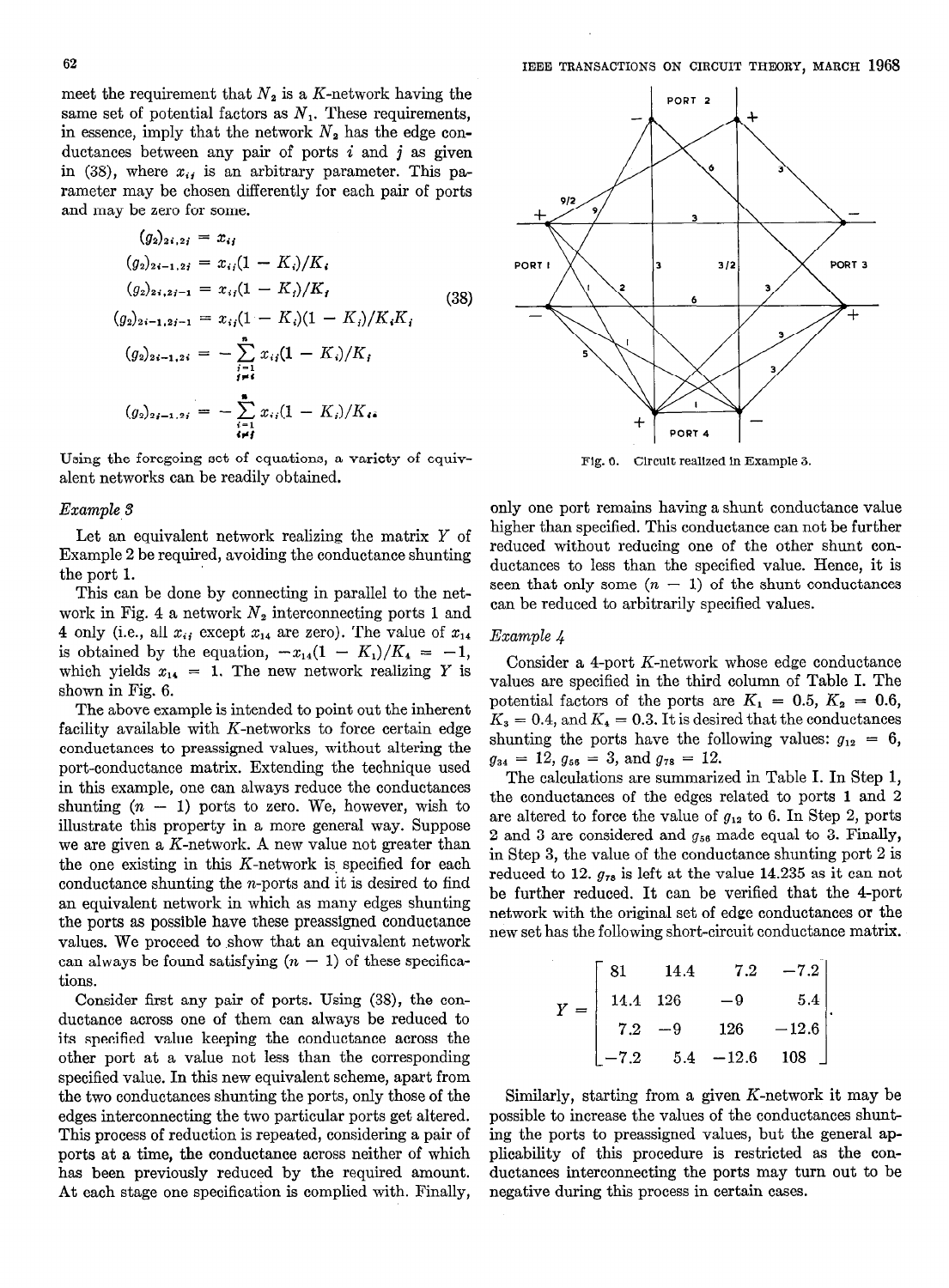meet the requirement that $N_2$ is a $K$-network having the same set of potential factors as $N_1$. These requirements, in essence, imply that the network $N_2$ has the edge conductances between any pair of ports $i$ and $j$ as given in (38), where $x_{ij}$ is an arbitrary parameter. This parameter may be chosen differently for each pair of ports and may be zero for some.

$$
\begin{aligned}
(g_2)_{2i,2j} &= x_{ij} \\
(g_2)_{2i-1,2j} &= x_{ij}(1 - K_i)/K_i \\
(g_2)_{2i,2j-1} &= x_{ij}(1 - K_j)/K_j \\
(g_2)_{2i-1,2j-1} &= x_{ij}(1 - K_i)(1 - K_j)/K_iK_j \\
(g_2)_{2i-1,2i} &= -\sum_{\substack{j=1 \\ j\neq i}}^{n} x_{ij}(1 - K_i)/K_i \\
(g_2)_{2j-1,2j} &= -\sum_{\substack{i=1 \\ i\neq j}}^{n} x_{ij}(1 - K_j)/K_j.
\end{aligned}
\tag{38}
$$

Using the foregoing set of equations, a variety of equivalent networks can be readily obtained.

*Example 3*

Let an equivalent network realizing the matrix $Y$ of Example 2 be required, avoiding the conductance shunting the port 1.

This can be done by connecting in parallel to the network in Fig. 4 a network $N_2$ interconnecting ports 1 and 4 only (i.e., all $x_{ij}$ except $x_{14}$ are zero). The value of $x_{14}$ is obtained by the equation, $-x_{14}(1 - K_1)/K_4 = -1$, which yields $x_{14} = 1$. The new network realizing $Y$ is shown in Fig. 6.

Fig. 6. Circuit realized in Example 3.

The above example is intended to point out the inherent facility available with $K$-networks to force certain edge conductances to preassigned values, without altering the port-conductance matrix. Extending the technique used in this example, one can always reduce the conductances shunting $(n - 1)$ ports to zero. We, however, wish to illustrate this property in a more general way. Suppose we are given a $K$-network. A new value not greater than the one existing in this $K$-network is specified for each conductance shunting the $n$-ports and it is desired to find an equivalent network in which as many edges shunting the ports as possible have these preassigned conductance values. We proceed to show that an equivalent network can always be found satisfying $(n - 1)$ of these specifications.

Consider first any pair of ports. Using (38), the conductance across one of them can always be reduced to its specified value keeping the conductance across the other port at a value not less than the corresponding specified value. In this new equivalent scheme, apart from the two conductances shunting the ports, only those of the edges interconnecting the two particular ports get altered. This process of reduction is repeated, considering a pair of ports at a time, the conductance across neither of which has been previously reduced by the required amount. At each stage one specification is complied with. Finally, only one port remains having a shunt conductance value higher than specified. This conductance can not be further reduced without reducing one of the other shunt conductances to less than the specified value. Hence, it is seen that only some $(n - 1)$ of the shunt conductances can be reduced to arbitrarily specified values.

*Example 4*

Consider a 4-port $K$-network whose edge conductance values are specified in the third column of Table I. The potential factors of the ports are $K_1 = 0.5$, $K_2 = 0.6$, $K_3 = 0.4$, and $K_4 = 0.3$. It is desired that the conductances shunting the ports have the following values: $g_{12} = 6$, $g_{34} = 12$, $g_{56} = 3$, and $g_{78} = 12$.

The calculations are summarized in Table I. In Step 1, the conductances of the edges related to ports 1 and 2 are altered to force the value of $g_{12}$ to 6. In Step 2, ports 2 and 3 are considered and $g_{56}$ made equal to 3. Finally, in Step 3, the value of the conductance shunting port 2 is reduced to 12. $g_{78}$ is left at the value 14.235 as it can not be further reduced. It can be verified that the 4-port network with the original set of edge conductances or the new set has the following short-circuit conductance matrix.

$$
Y = \begin{bmatrix} 81 & 14.4 & 7.2 & -7.2 \\ 14.4 & 126 & -9 & 5.4 \\ 7.2 & -9 & 126 & -12.6 \\ -7.2 & 5.4 & -12.6 & 108 \end{bmatrix}.
$$

Similarly, starting from a given $K$-network it may be possible to increase the values of the conductances shunting the ports to preassigned values, but the general applicability of this procedure is restricted as the conductances interconnecting the ports may turn out to be negative during this process in certain cases.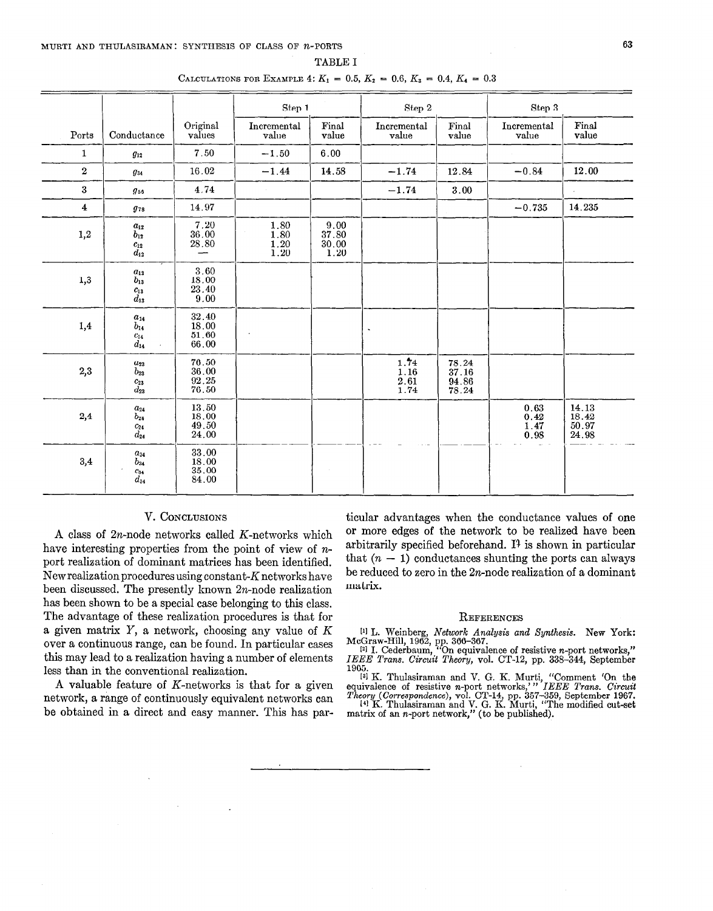TABLE I

CALCULATIONS FOR EXAMPLE 4: $K_1 = 0.5$, $K_2 = 0.6$, $K_3 = 0.4$, $K_4 = 0.3$

| | | | Step 1 | | Step 2 | | Step 3 | |
|---|---|---|---|---|---|---|---|---|
| Ports | Conductance | Original values | Incremental value | Final value | Incremental value | Final value | Incremental value | Final value |
| 1 | $g_{12}$ | 7.50 | −1.50 | 6.00 | | | | |
| 2 | $g_{34}$ | 16.02 | −1.44 | 14.58 | −1.74 | 12.84 | −0.84 | 12.00 |
| 3 | $g_{56}$ | 4.74 | | | −1.74 | 3.00 | | |
| 4 | $g_{78}$ | 14.97 | | | | | −0.735 | 14.235 |
| 1,2 | $a_{12}$ | 7.20 | 1.80 | 9.00 | | | | |
| | $b_{12}$ | 36.00 | 1.80 | 37.80 | | | | |
| | $c_{12}$ | 28.80 | 1.20 | 30.00 | | | | |
| | $d_{12}$ | — | 1.20 | 1.20 | | | | |
| 1,3 | $a_{13}$ | 3.60 | | | | | | |
| | $b_{13}$ | 18.00 | | | | | | |
| | $c_{13}$ | 23.40 | | | | | | |
| | $d_{13}$ | 9.00 | | | | | | |
| 1,4 | $a_{14}$ | 32.40 | | | | | | |
| | $b_{14}$ | 18.00 | | | | | | |
| | $c_{14}$ | 51.60 | | | | | | |
| | $d_{14}$ | 66.00 | | | | | | |
| 2,3 | $a_{23}$ | 76.50 | | | 1.74 | 78.24 | | |
| | $b_{23}$ | 36.00 | | | 1.16 | 37.16 | | |
| | $c_{23}$ | 92.25 | | | 2.61 | 94.86 | | |
| | $d_{23}$ | 76.50 | | | 1.74 | 78.24 | | |
| 2,4 | $a_{24}$ | 13.50 | | | | | 0.63 | 14.13 |
| | $b_{24}$ | 18.00 | | | | | 0.42 | 18.42 |
| | $c_{24}$ | 49.50 | | | | | 1.47 | 50.97 |
| | $d_{24}$ | 24.00 | | | | | 0.98 | 24.98 |
| 3,4 | $a_{34}$ | 33.00 | | | | | | |
| | $b_{34}$ | 18.00 | | | | | | |
| | $c_{34}$ | 35.00 | | | | | | |
| | $d_{34}$ | 84.00 | | | | | | |

## V. CONCLUSIONS

A class of $2n$-node networks called $K$-networks which have interesting properties from the point of view of $n$-port realization of dominant matrices has been identified. New realization procedures using constant-$K$ networks have been discussed. The presently known $2n$-node realization has been shown to be a special case belonging to this class. The advantage of these realization procedures is that for a given matrix $Y$, a network, choosing any value of $K$ over a continuous range, can be found. In particular cases this may lead to a realization having a number of elements less than in the conventional realization.

A valuable feature of $K$-networks is that for a given network, a range of continuously equivalent networks can be obtained in a direct and easy manner. This has particular advantages when the conductance values of one or more edges of the network to be realized have been arbitrarily specified beforehand. It is shown in particular that $(n - 1)$ conductances shunting the ports can always be reduced to zero in the $2n$-node realization of a dominant matrix.

## REFERENCES

[1] L. Weinberg, *Network Analysis and Synthesis.* New York: McGraw-Hill, 1962, pp. 366–367.

[2] I. Cederbaum, "On equivalence of resistive $n$-port networks," *IEEE Trans. Circuit Theory*, vol. CT-12, pp. 338–344, September 1965.

[3] K. Thulasiraman and V. G. K. Murti, "Comment 'On the equivalence of resistive $n$-port networks,'" *IEEE Trans. Circuit Theory (Correspondence)*, vol. CT-14, pp. 357–359, September 1967.

[4] K. Thulasiraman and V. G. K. Murti, "The modified cut-set matrix of an $n$-port network," (to be published).